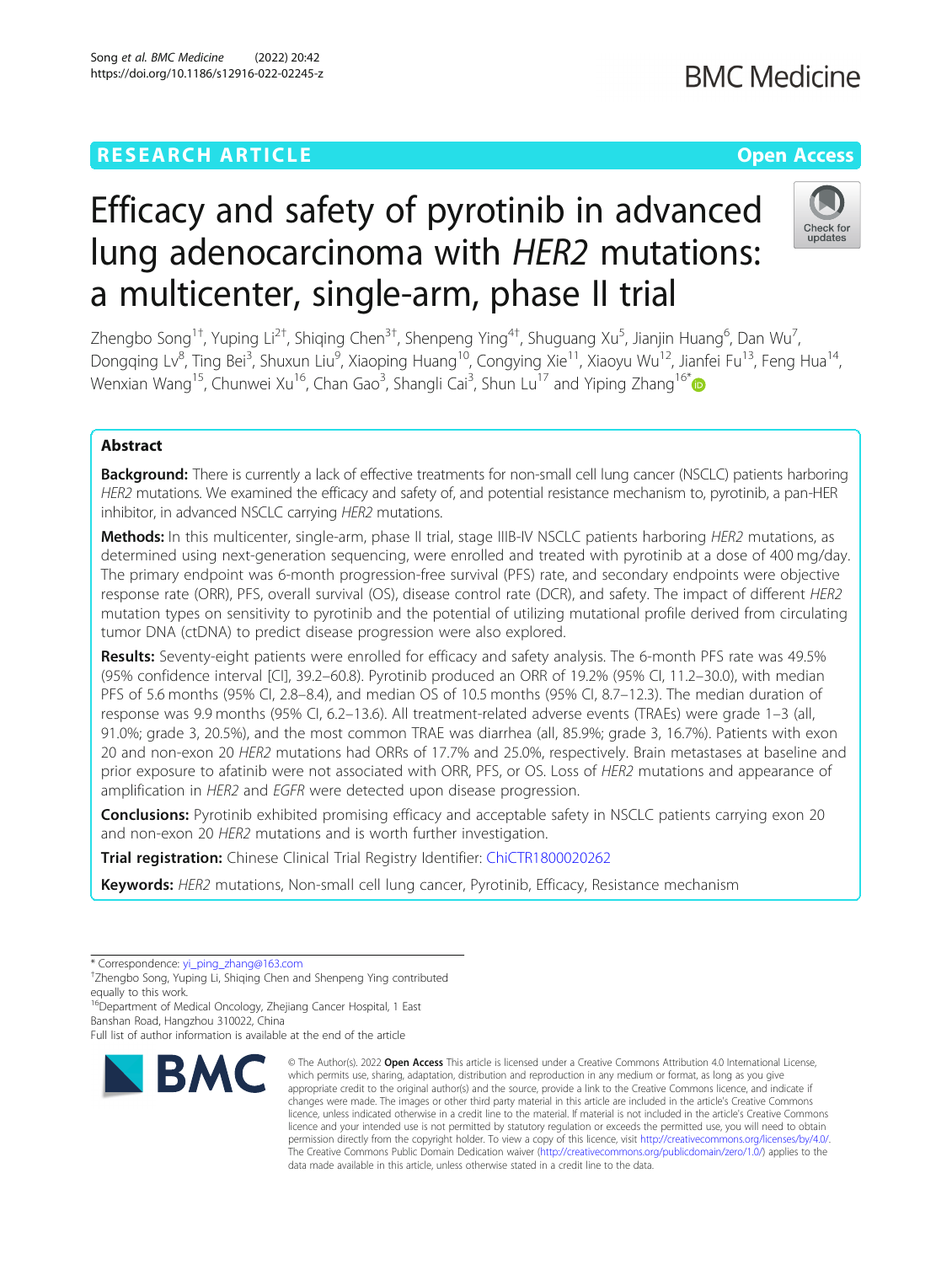RESEARCH ARTICLE

Open Access

# Efficacy and safety of pyrotinib in advanced lung adenocarcinoma with *HER2* mutations: a multicenter, single-arm, phase II trial

Zhengbo Song[1†], Yuping Li[2†], Shiqing Chen[3†], Shenpeng Ying[4†], Shuguang Xu[5], Jianjin Huang[6], Dan Wu[7], Dongqing Lv[8], Ting Bei[3], Shuxun Liu[9], Xiaoping Huang[10], Congying Xie[11], Xiaoyu Wu[12], Jianfei Fu[13], Feng Hua[14], Wenxian Wang[15], Chunwei Xu[16], Chan Gao[3], Shangli Cai[3], Shun Lu[17] and Yiping Zhang[16*]

## Abstract

**Background:** There is currently a lack of effective treatments for non-small cell lung cancer (NSCLC) patients harboring *HER2* mutations. We examined the efficacy and safety of, and potential resistance mechanism to, pyrotinib, a pan-HER inhibitor, in advanced NSCLC carrying *HER2* mutations.

**Methods:** In this multicenter, single-arm, phase II trial, stage IIIB-IV NSCLC patients harboring *HER2* mutations, as determined using next-generation sequencing, were enrolled and treated with pyrotinib at a dose of 400 mg/day. The primary endpoint was 6-month progression-free survival (PFS) rate, and secondary endpoints were objective response rate (ORR), PFS, overall survival (OS), disease control rate (DCR), and safety. The impact of different *HER2* mutation types on sensitivity to pyrotinib and the potential of utilizing mutational profile derived from circulating tumor DNA (ctDNA) to predict disease progression were also explored.

**Results:** Seventy-eight patients were enrolled for efficacy and safety analysis. The 6-month PFS rate was 49.5% (95% confidence interval [CI], 39.2–60.8). Pyrotinib produced an ORR of 19.2% (95% CI, 11.2–30.0), with median PFS of 5.6 months (95% CI, 2.8–8.4), and median OS of 10.5 months (95% CI, 8.7–12.3). The median duration of response was 9.9 months (95% CI, 6.2–13.6). All treatment-related adverse events (TRAEs) were grade 1–3 (all, 91.0%; grade 3, 20.5%), and the most common TRAE was diarrhea (all, 85.9%; grade 3, 16.7%). Patients with exon 20 and non-exon 20 *HER2* mutations had ORRs of 17.7% and 25.0%, respectively. Brain metastases at baseline and prior exposure to afatinib were not associated with ORR, PFS, or OS. Loss of *HER2* mutations and appearance of amplification in *HER2* and *EGFR* were detected upon disease progression.

**Conclusions:** Pyrotinib exhibited promising efficacy and acceptable safety in NSCLC patients carrying exon 20 and non-exon 20 *HER2* mutations and is worth further investigation.

**Trial registration:** Chinese Clinical Trial Registry Identifier: ChiCTR1800020262

**Keywords:** *HER2* mutations, Non-small cell lung cancer, Pyrotinib, Efficacy, Resistance mechanism

---

\* Correspondence: yi_ping_zhang@163.com

†Zhengbo Song, Yuping Li, Shiqing Chen and Shenpeng Ying contributed equally to this work.

[16]Department of Medical Oncology, Zhejiang Cancer Hospital, 1 East Banshan Road, Hangzhou 310022, China

Full list of author information is available at the end of the article

© The Author(s). 2022 **Open Access** This article is licensed under a Creative Commons Attribution 4.0 International License, which permits use, sharing, adaptation, distribution and reproduction in any medium or format, as long as you give appropriate credit to the original author(s) and the source, provide a link to the Creative Commons licence, and indicate if changes were made. The images or other third party material in this article are included in the article's Creative Commons licence, unless indicated otherwise in a credit line to the material. If material is not included in the article's Creative Commons licence and your intended use is not permitted by statutory regulation or exceeds the permitted use, you will need to obtain permission directly from the copyright holder. To view a copy of this licence, visit http://creativecommons.org/licenses/by/4.0/. The Creative Commons Public Domain Dedication waiver (http://creativecommons.org/publicdomain/zero/1.0/) applies to the data made available in this article, unless otherwise stated in a credit line to the data.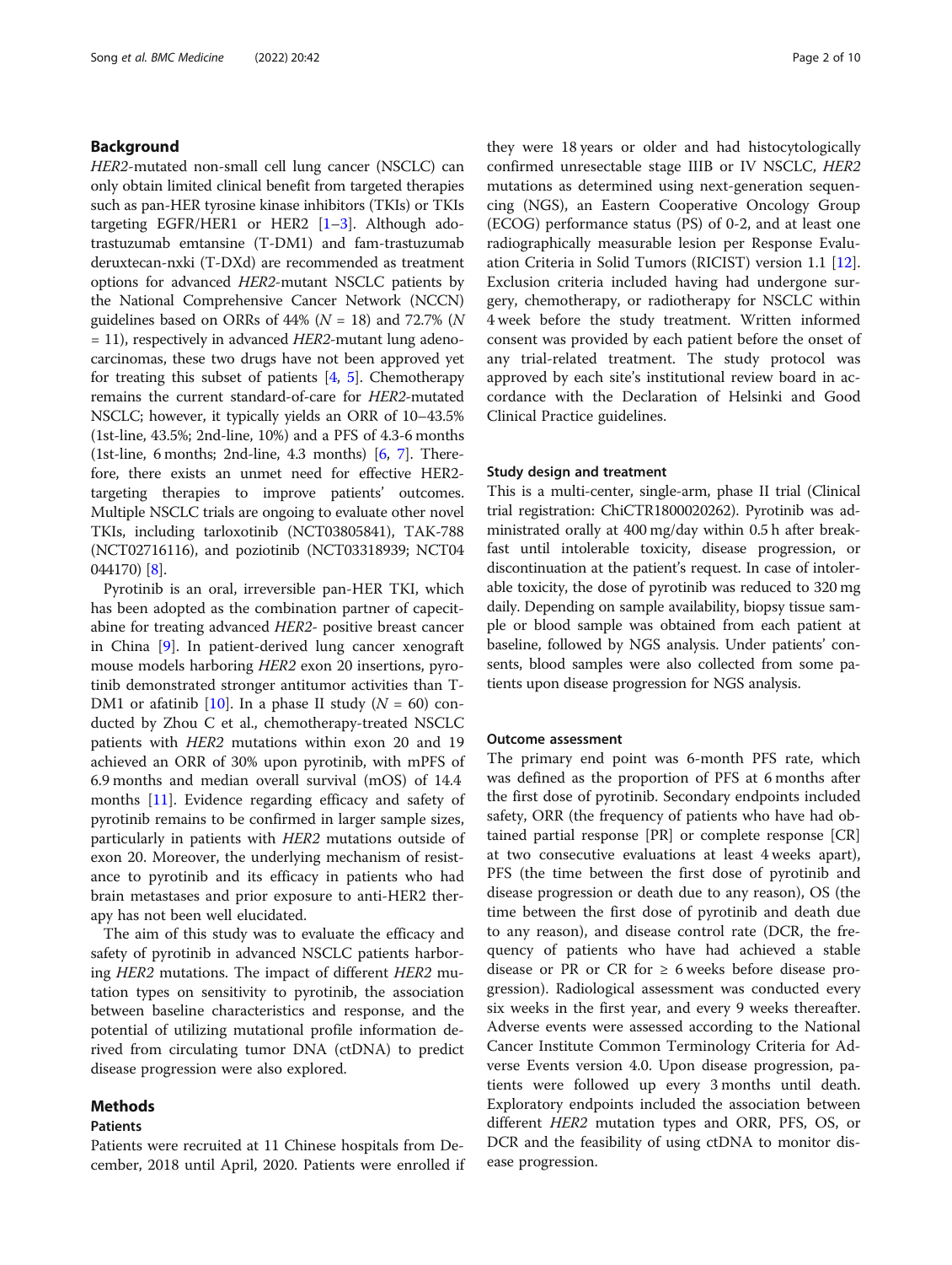## Background

*HER2*-mutated non-small cell lung cancer (NSCLC) can only obtain limited clinical benefit from targeted therapies such as pan-HER tyrosine kinase inhibitors (TKIs) or TKIs targeting EGFR/HER1 or HER2 [1–3]. Although ado-trastuzumab emtansine (T-DM1) and fam-trastuzumab deruxtecan-nxki (T-DXd) are recommended as treatment options for advanced *HER2*-mutant NSCLC patients by the National Comprehensive Cancer Network (NCCN) guidelines based on ORRs of 44% ($N$ = 18) and 72.7% ($N$ = 11), respectively in advanced *HER2*-mutant lung adenocarcinomas, these two drugs have not been approved yet for treating this subset of patients [4, 5]. Chemotherapy remains the current standard-of-care for *HER2*-mutated NSCLC; however, it typically yields an ORR of 10–43.5% (1st-line, 43.5%; 2nd-line, 10%) and a PFS of 4.3-6 months (1st-line, 6 months; 2nd-line, 4.3 months) [6, 7]. Therefore, there exists an unmet need for effective HER2-targeting therapies to improve patients' outcomes. Multiple NSCLC trials are ongoing to evaluate other novel TKIs, including tarloxotinib (NCT03805841), TAK-788 (NCT02716116), and poziotinib (NCT03318939; NCT04044170) [8].

Pyrotinib is an oral, irreversible pan-HER TKI, which has been adopted as the combination partner of capecitabine for treating advanced *HER2*- positive breast cancer in China [9]. In patient-derived lung cancer xenograft mouse models harboring *HER2* exon 20 insertions, pyrotinib demonstrated stronger antitumor activities than T-DM1 or afatinib [10]. In a phase II study ($N$ = 60) conducted by Zhou C et al., chemotherapy-treated NSCLC patients with *HER2* mutations within exon 20 and 19 achieved an ORR of 30% upon pyrotinib, with mPFS of 6.9 months and median overall survival (mOS) of 14.4 months [11]. Evidence regarding efficacy and safety of pyrotinib remains to be confirmed in larger sample sizes, particularly in patients with *HER2* mutations outside of exon 20. Moreover, the underlying mechanism of resistance to pyrotinib and its efficacy in patients who had brain metastases and prior exposure to anti-HER2 therapy has not been well elucidated.

The aim of this study was to evaluate the efficacy and safety of pyrotinib in advanced NSCLC patients harboring *HER2* mutations. The impact of different *HER2* mutation types on sensitivity to pyrotinib, the association between baseline characteristics and response, and the potential of utilizing mutational profile information derived from circulating tumor DNA (ctDNA) to predict disease progression were also explored.

## Methods

### Patients

Patients were recruited at 11 Chinese hospitals from December, 2018 until April, 2020. Patients were enrolled if they were 18 years or older and had histocytologically confirmed unresectable stage IIIB or IV NSCLC, *HER2* mutations as determined using next-generation sequencing (NGS), an Eastern Cooperative Oncology Group (ECOG) performance status (PS) of 0-2, and at least one radiographically measurable lesion per Response Evaluation Criteria in Solid Tumors (RICIST) version 1.1 [12]. Exclusion criteria included having had undergone surgery, chemotherapy, or radiotherapy for NSCLC within 4 week before the study treatment. Written informed consent was provided by each patient before the onset of any trial-related treatment. The study protocol was approved by each site's institutional review board in accordance with the Declaration of Helsinki and Good Clinical Practice guidelines.

### Study design and treatment

This is a multi-center, single-arm, phase II trial (Clinical trial registration: ChiCTR1800020262). Pyrotinib was administrated orally at 400 mg/day within 0.5 h after breakfast until intolerable toxicity, disease progression, or discontinuation at the patient's request. In case of intolerable toxicity, the dose of pyrotinib was reduced to 320 mg daily. Depending on sample availability, biopsy tissue sample or blood sample was obtained from each patient at baseline, followed by NGS analysis. Under patients' consents, blood samples were also collected from some patients upon disease progression for NGS analysis.

### Outcome assessment

The primary end point was 6-month PFS rate, which was defined as the proportion of PFS at 6 months after the first dose of pyrotinib. Secondary endpoints included safety, ORR (the frequency of patients who have had obtained partial response [PR] or complete response [CR] at two consecutive evaluations at least 4 weeks apart), PFS (the time between the first dose of pyrotinib and disease progression or death due to any reason), OS (the time between the first dose of pyrotinib and death due to any reason), and disease control rate (DCR, the frequency of patients who have had achieved a stable disease or PR or CR for ≥ 6 weeks before disease progression). Radiological assessment was conducted every six weeks in the first year, and every 9 weeks thereafter. Adverse events were assessed according to the National Cancer Institute Common Terminology Criteria for Adverse Events version 4.0. Upon disease progression, patients were followed up every 3 months until death. Exploratory endpoints included the association between different *HER2* mutation types and ORR, PFS, OS, or DCR and the feasibility of using ctDNA to monitor disease progression.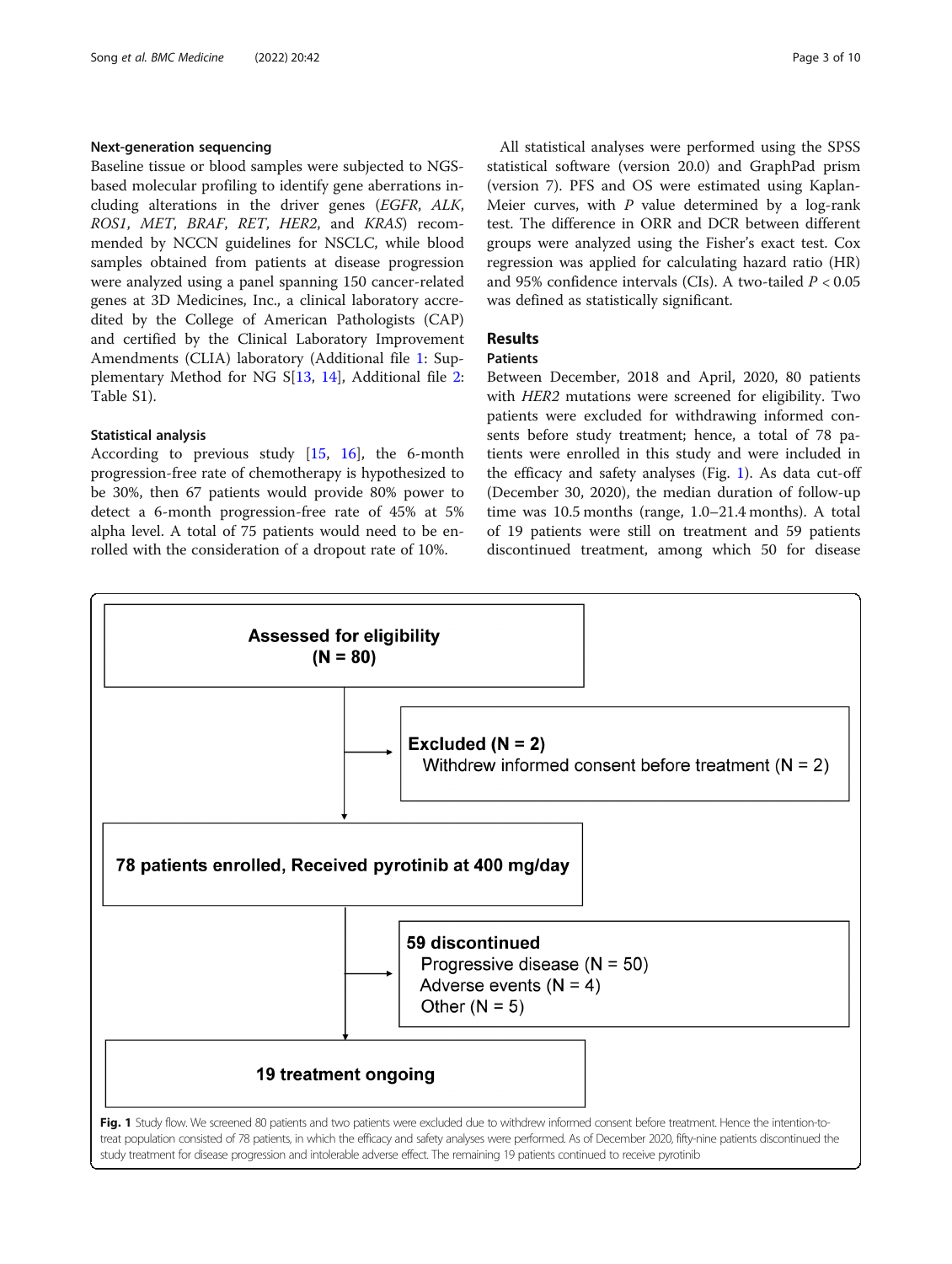### Next-generation sequencing

Baseline tissue or blood samples were subjected to NGS-based molecular profiling to identify gene aberrations including alterations in the driver genes (*EGFR*, *ALK*, *ROS1*, *MET*, *BRAF*, *RET*, *HER2*, and *KRAS*) recommended by NCCN guidelines for NSCLC, while blood samples obtained from patients at disease progression were analyzed using a panel spanning 150 cancer-related genes at 3D Medicines, Inc., a clinical laboratory accredited by the College of American Pathologists (CAP) and certified by the Clinical Laboratory Improvement Amendments (CLIA) laboratory (Additional file 1: Supplementary Method for NG S[13, 14], Additional file 2: Table S1).

### Statistical analysis

According to previous study [15, 16], the 6-month progression-free rate of chemotherapy is hypothesized to be 30%, then 67 patients would provide 80% power to detect a 6-month progression-free rate of 45% at 5% alpha level. A total of 75 patients would need to be enrolled with the consideration of a dropout rate of 10%.

All statistical analyses were performed using the SPSS statistical software (version 20.0) and GraphPad prism (version 7). PFS and OS were estimated using Kaplan-Meier curves, with *P* value determined by a log-rank test. The difference in ORR and DCR between different groups were analyzed using the Fisher's exact test. Cox regression was applied for calculating hazard ratio (HR) and 95% confidence intervals (CIs). A two-tailed $P < 0.05$ was defined as statistically significant.

## Results

### Patients

Between December, 2018 and April, 2020, 80 patients with *HER2* mutations were screened for eligibility. Two patients were excluded for withdrawing informed consents before study treatment; hence, a total of 78 patients were enrolled in this study and were included in the efficacy and safety analyses (Fig. 1). As data cut-off (December 30, 2020), the median duration of follow-up time was 10.5 months (range, 1.0–21.4 months). A total of 19 patients were still on treatment and 59 patients discontinued treatment, among which 50 for disease

**Assessed for eligibility (N = 80)**

**Excluded (N = 2)**
Withdrew informed consent before treatment (N = 2)

**78 patients enrolled, Received pyrotinib at 400 mg/day**

**59 discontinued**
Progressive disease (N = 50)
Adverse events (N = 4)
Other (N = 5)

**19 treatment ongoing**

**Fig. 1** Study flow. We screened 80 patients and two patients were excluded due to withdrew informed consent before treatment. Hence the intention-to-treat population consisted of 78 patients, in which the efficacy and safety analyses were performed. As of December 2020, fifty-nine patients discontinued the study treatment for disease progression and intolerable adverse effect. The remaining 19 patients continued to receive pyrotinib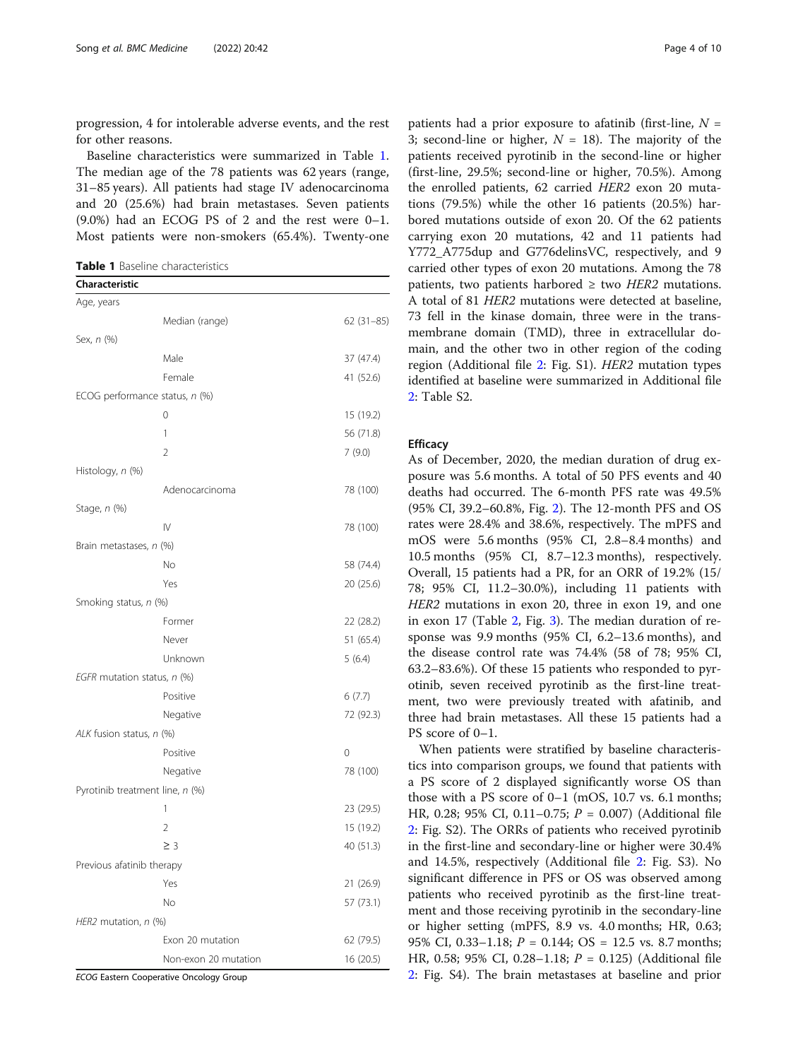progression, 4 for intolerable adverse events, and the rest for other reasons.

Baseline characteristics were summarized in Table 1. The median age of the 78 patients was 62 years (range, 31–85 years). All patients had stage IV adenocarcinoma and 20 (25.6%) had brain metastases. Seven patients (9.0%) had an ECOG PS of 2 and the rest were 0–1. Most patients were non-smokers (65.4%). Twenty-one patients had a prior exposure to afatinib (first-line, $N = 3$; second-line or higher, $N = 18$). The majority of the patients received pyrotinib in the second-line or higher (first-line, 29.5%; second-line or higher, 70.5%). Among the enrolled patients, 62 carried *HER2* exon 20 mutations (79.5%) while the other 16 patients (20.5%) harbored mutations outside of exon 20. Of the 62 patients carrying exon 20 mutations, 42 and 11 patients had Y772_A775dup and G776delinsVC, respectively, and 9 carried other types of exon 20 mutations. Among the 78 patients, two patients harbored ≥ two *HER2* mutations. A total of 81 *HER2* mutations were detected at baseline, 73 fell in the kinase domain, three were in the transmembrane domain (TMD), three in extracellular domain, and the other two in other region of the coding region (Additional file 2: Fig. S1). *HER2* mutation types identified at baseline were summarized in Additional file 2: Table S2.

**Table 1** Baseline characteristics

| Characteristic | | |
|---|---|---|
| Age, years | | |
| | Median (range) | 62 (31–85) |
| Sex, *n* (%) | | |
| | Male | 37 (47.4) |
| | Female | 41 (52.6) |
| ECOG performance status, *n* (%) | | |
| | 0 | 15 (19.2) |
| | 1 | 56 (71.8) |
| | 2 | 7 (9.0) |
| Histology, *n* (%) | | |
| | Adenocarcinoma | 78 (100) |
| Stage, *n* (%) | | |
| | IV | 78 (100) |
| Brain metastases, *n* (%) | | |
| | No | 58 (74.4) |
| | Yes | 20 (25.6) |
| Smoking status, *n* (%) | | |
| | Former | 22 (28.2) |
| | Never | 51 (65.4) |
| | Unknown | 5 (6.4) |
| *EGFR* mutation status, *n* (%) | | |
| | Positive | 6 (7.7) |
| | Negative | 72 (92.3) |
| *ALK* fusion status, *n* (%) | | |
| | Positive | 0 |
| | Negative | 78 (100) |
| Pyrotinib treatment line, *n* (%) | | |
| | 1 | 23 (29.5) |
| | 2 | 15 (19.2) |
| | ≥ 3 | 40 (51.3) |
| Previous afatinib therapy | | |
| | Yes | 21 (26.9) |
| | No | 57 (73.1) |
| *HER2* mutation, *n* (%) | | |
| | Exon 20 mutation | 62 (79.5) |
| | Non-exon 20 mutation | 16 (20.5) |

*ECOG* Eastern Cooperative Oncology Group

### Efficacy

As of December, 2020, the median duration of drug exposure was 5.6 months. A total of 50 PFS events and 40 deaths had occurred. The 6-month PFS rate was 49.5% (95% CI, 39.2–60.8%, Fig. 2). The 12-month PFS and OS rates were 28.4% and 38.6%, respectively. The mPFS and mOS were 5.6 months (95% CI, 2.8–8.4 months) and 10.5 months (95% CI, 8.7–12.3 months), respectively. Overall, 15 patients had a PR, for an ORR of 19.2% (15/78; 95% CI, 11.2–30.0%), including 11 patients with *HER2* mutations in exon 20, three in exon 19, and one in exon 17 (Table 2, Fig. 3). The median duration of response was 9.9 months (95% CI, 6.2–13.6 months), and the disease control rate was 74.4% (58 of 78; 95% CI, 63.2–83.6%). Of these 15 patients who responded to pyrotinib, seven received pyrotinib as the first-line treatment, two were previously treated with afatinib, and three had brain metastases. All these 15 patients had a PS score of 0–1.

When patients were stratified by baseline characteristics into comparison groups, we found that patients with a PS score of 2 displayed significantly worse OS than those with a PS score of 0–1 (mOS, 10.7 vs. 6.1 months; HR, 0.28; 95% CI, 0.11–0.75; $P = 0.007$) (Additional file 2: Fig. S2). The ORRs of patients who received pyrotinib in the first-line and secondary-line or higher were 30.4% and 14.5%, respectively (Additional file 2: Fig. S3). No significant difference in PFS or OS was observed among patients who received pyrotinib as the first-line treatment and those receiving pyrotinib in the secondary-line or higher setting (mPFS, 8.9 vs. 4.0 months; HR, 0.63; 95% CI, 0.33–1.18; $P = 0.144$; OS = 12.5 vs. 8.7 months; HR, 0.58; 95% CI, 0.28–1.18; $P = 0.125$) (Additional file 2: Fig. S4). The brain metastases at baseline and prior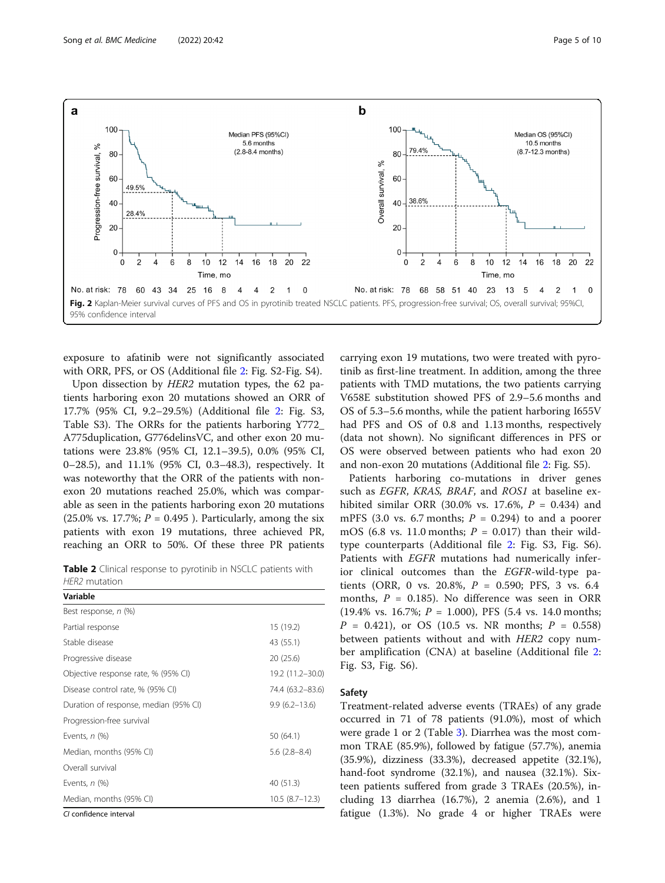Fig. 2 Kaplan-Meier survival curves of PFS and OS in pyrotinib treated NSCLC patients. PFS, progression-free survival; OS, overall survival; 95%CI, 95% confidence interval

exposure to afatinib were not significantly associated with ORR, PFS, or OS (Additional file 2: Fig. S2-Fig. S4).

Upon dissection by *HER2* mutation types, the 62 patients harboring exon 20 mutations showed an ORR of 17.7% (95% CI, 9.2–29.5%) (Additional file 2: Fig. S3, Table S3). The ORRs for the patients harboring Y772_A775duplication, G776delinsVC, and other exon 20 mutations were 23.8% (95% CI, 12.1–39.5), 0.0% (95% CI, 0–28.5), and 11.1% (95% CI, 0.3–48.3), respectively. It was noteworthy that the ORR of the patients with non-exon 20 mutations reached 25.0%, which was comparable as seen in the patients harboring exon 20 mutations (25.0% vs. 17.7%; $P$ = 0.495 ). Particularly, among the six patients with exon 19 mutations, three achieved PR, reaching an ORR to 50%. Of these three PR patients carrying exon 19 mutations, two were treated with pyrotinib as first-line treatment. In addition, among the three patients with TMD mutations, the two patients carrying V658E substitution showed PFS of 2.9–5.6 months and OS of 5.3–5.6 months, while the patient harboring I655V had PFS and OS of 0.8 and 1.13 months, respectively (data not shown). No significant differences in PFS or OS were observed between patients who had exon 20 and non-exon 20 mutations (Additional file 2: Fig. S5).

**Table 2** Clinical response to pyrotinib in NSCLC patients with *HER2* mutation

| Variable | |
|---|---|
| Best response, *n* (%) | |
| Partial response | 15 (19.2) |
| Stable disease | 43 (55.1) |
| Progressive disease | 20 (25.6) |
| Objective response rate, % (95% CI) | 19.2 (11.2–30.0) |
| Disease control rate, % (95% CI) | 74.4 (63.2–83.6) |
| Duration of response, median (95% CI) | 9.9 (6.2–13.6) |
| Progression-free survival | |
| Events, *n* (%) | 50 (64.1) |
| Median, months (95% CI) | 5.6 (2.8–8.4) |
| Overall survival | |
| Events, *n* (%) | 40 (51.3) |
| Median, months (95% CI) | 10.5 (8.7–12.3) |

*CI* confidence interval

Patients harboring co-mutations in driver genes such as *EGFR*, *KRAS*, *BRAF*, and *ROS1* at baseline exhibited similar ORR (30.0% vs. 17.6%, $P$ = 0.434) and mPFS (3.0 vs. 6.7 months; $P$ = 0.294) to and a poorer mOS (6.8 vs. 11.0 months; $P$ = 0.017) than their wild-type counterparts (Additional file 2: Fig. S3, Fig. S6). Patients with *EGFR* mutations had numerically inferior clinical outcomes than the *EGFR*-wild-type patients (ORR, 0 vs. 20.8%, $P$ = 0.590; PFS, 3 vs. 6.4 months, $P$ = 0.185). No difference was seen in ORR (19.4% vs. 16.7%; $P$ = 1.000), PFS (5.4 vs. 14.0 months; $P$ = 0.421), or OS (10.5 vs. NR months; $P$ = 0.558) between patients without and with *HER2* copy number amplification (CNA) at baseline (Additional file 2: Fig. S3, Fig. S6).

## Safety

Treatment-related adverse events (TRAEs) of any grade occurred in 71 of 78 patients (91.0%), most of which were grade 1 or 2 (Table 3). Diarrhea was the most common TRAE (85.9%), followed by fatigue (57.7%), anemia (35.9%), dizziness (33.3%), decreased appetite (32.1%), hand-foot syndrome (32.1%), and nausea (32.1%). Sixteen patients suffered from grade 3 TRAEs (20.5%), including 13 diarrhea (16.7%), 2 anemia (2.6%), and 1 fatigue (1.3%). No grade 4 or higher TRAEs were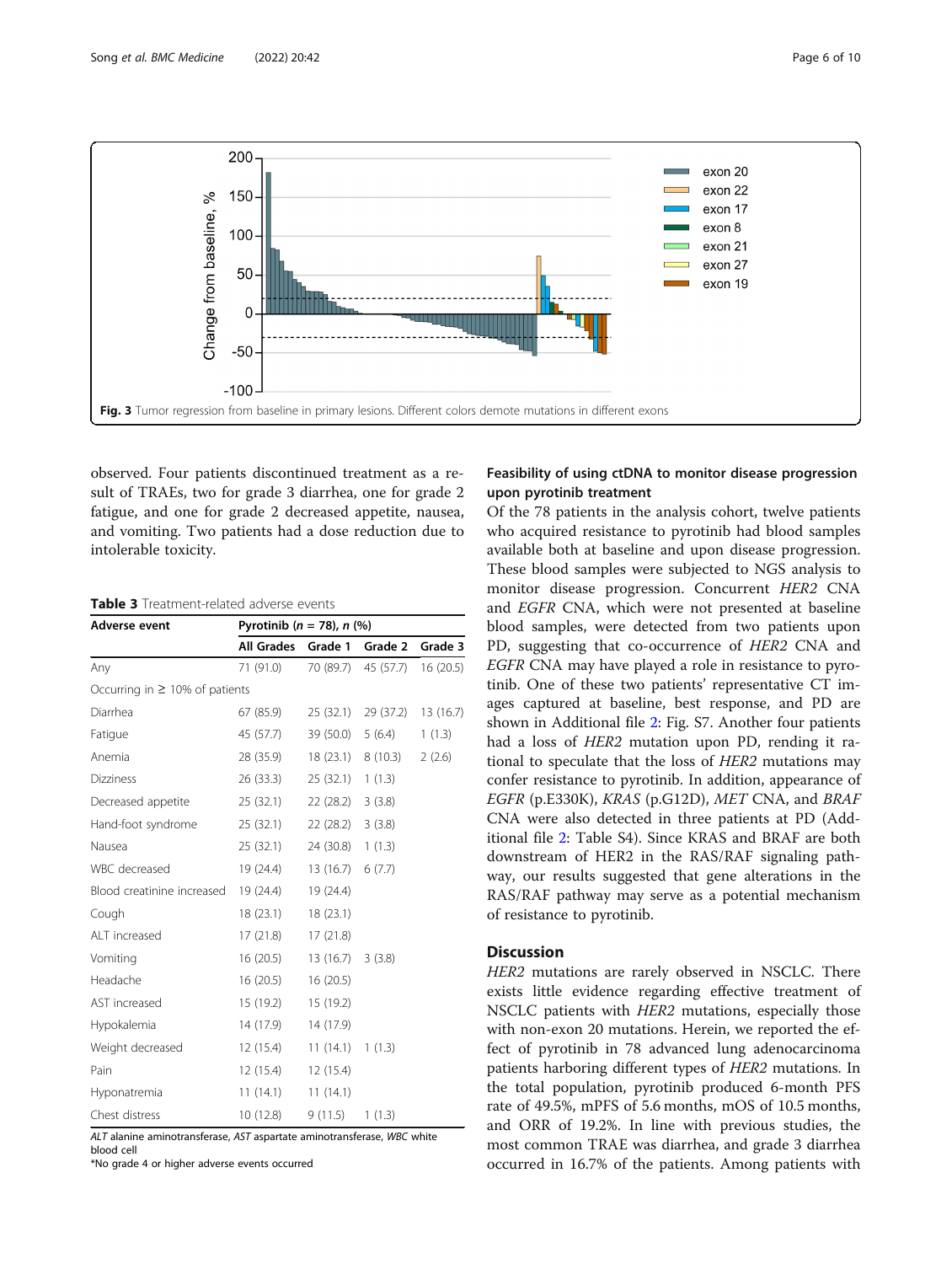Fig. 3 Tumor regression from baseline in primary lesions. Different colors demote mutations in different exons

observed. Four patients discontinued treatment as a result of TRAEs, two for grade 3 diarrhea, one for grade 2 fatigue, and one for grade 2 decreased appetite, nausea, and vomiting. Two patients had a dose reduction due to intolerable toxicity.

**Table 3** Treatment-related adverse events

| Adverse event | Pyrotinib (*n* = 78), *n* (%) | | | |
|---|---|---|---|---|
| | All Grades | Grade 1 | Grade 2 | Grade 3 |
| Any | 71 (91.0) | 70 (89.7) | 45 (57.7) | 16 (20.5) |
| Occurring in ≥ 10% of patients | | | | |
| Diarrhea | 67 (85.9) | 25 (32.1) | 29 (37.2) | 13 (16.7) |
| Fatigue | 45 (57.7) | 39 (50.0) | 5 (6.4) | 1 (1.3) |
| Anemia | 28 (35.9) | 18 (23.1) | 8 (10.3) | 2 (2.6) |
| Dizziness | 26 (33.3) | 25 (32.1) | 1 (1.3) | |
| Decreased appetite | 25 (32.1) | 22 (28.2) | 3 (3.8) | |
| Hand-foot syndrome | 25 (32.1) | 22 (28.2) | 3 (3.8) | |
| Nausea | 25 (32.1) | 24 (30.8) | 1 (1.3) | |
| WBC decreased | 19 (24.4) | 13 (16.7) | 6 (7.7) | |
| Blood creatinine increased | 19 (24.4) | 19 (24.4) | | |
| Cough | 18 (23.1) | 18 (23.1) | | |
| ALT increased | 17 (21.8) | 17 (21.8) | | |
| Vomiting | 16 (20.5) | 13 (16.7) | 3 (3.8) | |
| Headache | 16 (20.5) | 16 (20.5) | | |
| AST increased | 15 (19.2) | 15 (19.2) | | |
| Hypokalemia | 14 (17.9) | 14 (17.9) | | |
| Weight decreased | 12 (15.4) | 11 (14.1) | 1 (1.3) | |
| Pain | 12 (15.4) | 12 (15.4) | | |
| Hyponatremia | 11 (14.1) | 11 (14.1) | | |
| Chest distress | 10 (12.8) | 9 (11.5) | 1 (1.3) | |

*ALT* alanine aminotransferase, *AST* aspartate aminotransferase, *WBC* white blood cell

*No grade 4 or higher adverse events occurred

### Feasibility of using ctDNA to monitor disease progression upon pyrotinib treatment

Of the 78 patients in the analysis cohort, twelve patients who acquired resistance to pyrotinib had blood samples available both at baseline and upon disease progression. These blood samples were subjected to NGS analysis to monitor disease progression. Concurrent *HER2* CNA and *EGFR* CNA, which were not presented at baseline blood samples, were detected from two patients upon PD, suggesting that co-occurrence of *HER2* CNA and *EGFR* CNA may have played a role in resistance to pyrotinib. One of these two patients' representative CT images captured at baseline, best response, and PD are shown in Additional file 2: Fig. S7. Another four patients had a loss of *HER2* mutation upon PD, rending it rational to speculate that the loss of *HER2* mutations may confer resistance to pyrotinib. In addition, appearance of *EGFR* (p.E330K), *KRAS* (p.G12D), *MET* CNA, and *BRAF* CNA were also detected in three patients at PD (Additional file 2: Table S4). Since KRAS and BRAF are both downstream of HER2 in the RAS/RAF signaling pathway, our results suggested that gene alterations in the RAS/RAF pathway may serve as a potential mechanism of resistance to pyrotinib.

## Discussion

*HER2* mutations are rarely observed in NSCLC. There exists little evidence regarding effective treatment of NSCLC patients with *HER2* mutations, especially those with non-exon 20 mutations. Herein, we reported the effect of pyrotinib in 78 advanced lung adenocarcinoma patients harboring different types of *HER2* mutations. In the total population, pyrotinib produced 6-month PFS rate of 49.5%, mPFS of 5.6 months, mOS of 10.5 months, and ORR of 19.2%. In line with previous studies, the most common TRAE was diarrhea, and grade 3 diarrhea occurred in 16.7% of the patients. Among patients with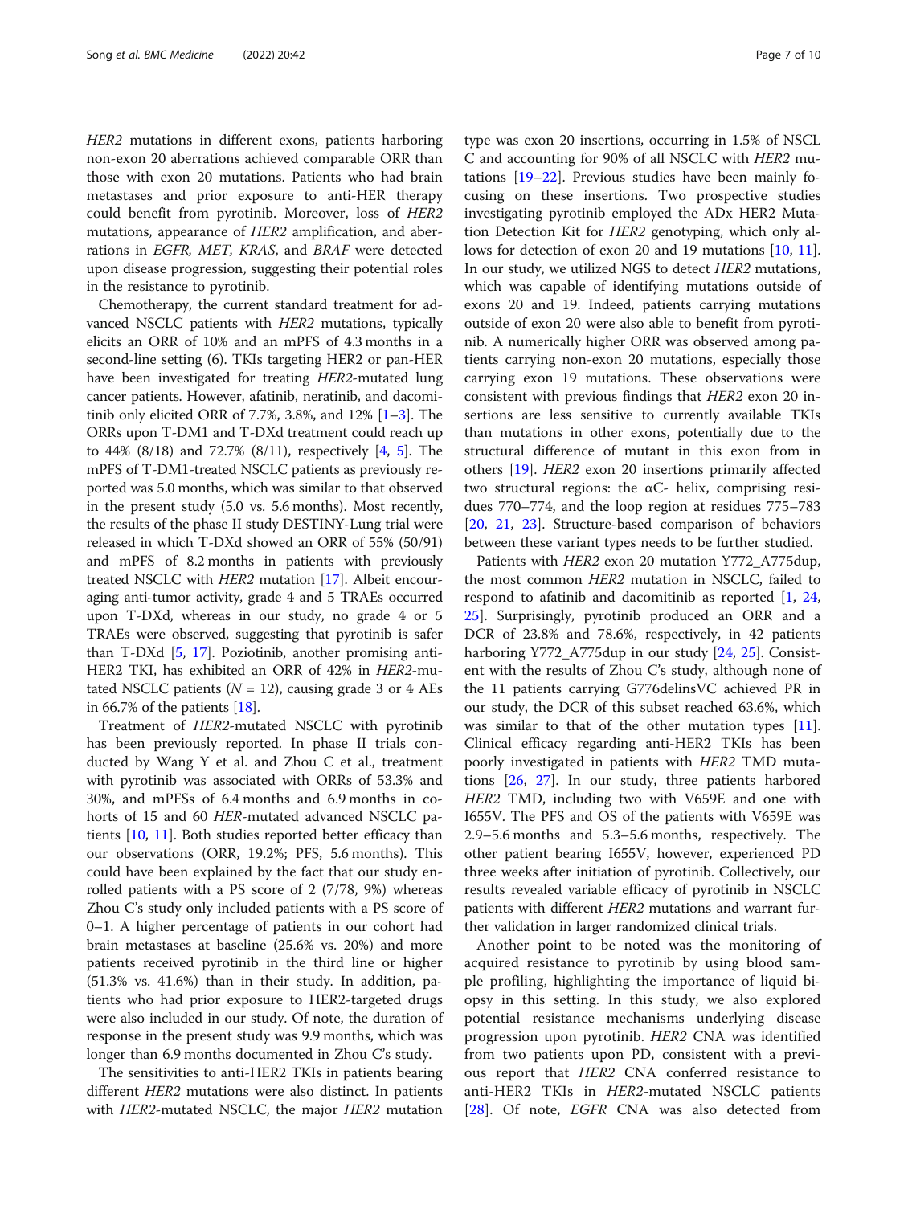*HER2* mutations in different exons, patients harboring non-exon 20 aberrations achieved comparable ORR than those with exon 20 mutations. Patients who had brain metastases and prior exposure to anti-HER therapy could benefit from pyrotinib. Moreover, loss of *HER2* mutations, appearance of *HER2* amplification, and aberrations in *EGFR, MET, KRAS*, and *BRAF* were detected upon disease progression, suggesting their potential roles in the resistance to pyrotinib.

Chemotherapy, the current standard treatment for advanced NSCLC patients with *HER2* mutations, typically elicits an ORR of 10% and an mPFS of 4.3 months in a second-line setting (6). TKIs targeting HER2 or pan-HER have been investigated for treating *HER2*-mutated lung cancer patients. However, afatinib, neratinib, and dacomitinib only elicited ORR of 7.7%, 3.8%, and 12% [1–3]. The ORRs upon T-DM1 and T-DXd treatment could reach up to 44% (8/18) and 72.7% (8/11), respectively [4, 5]. The mPFS of T-DM1-treated NSCLC patients as previously reported was 5.0 months, which was similar to that observed in the present study (5.0 vs. 5.6 months). Most recently, the results of the phase II study DESTINY-Lung trial were released in which T-DXd showed an ORR of 55% (50/91) and mPFS of 8.2 months in patients with previously treated NSCLC with *HER2* mutation [17]. Albeit encouraging anti-tumor activity, grade 4 and 5 TRAEs occurred upon T-DXd, whereas in our study, no grade 4 or 5 TRAEs were observed, suggesting that pyrotinib is safer than T-DXd [5, 17]. Poziotinib, another promising anti-HER2 TKI, has exhibited an ORR of 42% in *HER2*-mutated NSCLC patients ($N = 12$), causing grade 3 or 4 AEs in 66.7% of the patients [18].

Treatment of *HER2*-mutated NSCLC with pyrotinib has been previously reported. In phase II trials conducted by Wang Y et al. and Zhou C et al., treatment with pyrotinib was associated with ORRs of 53.3% and 30%, and mPFSs of 6.4 months and 6.9 months in cohorts of 15 and 60 *HER*-mutated advanced NSCLC patients [10, 11]. Both studies reported better efficacy than our observations (ORR, 19.2%; PFS, 5.6 months). This could have been explained by the fact that our study enrolled patients with a PS score of 2 (7/78, 9%) whereas Zhou C's study only included patients with a PS score of 0–1. A higher percentage of patients in our cohort had brain metastases at baseline (25.6% vs. 20%) and more patients received pyrotinib in the third line or higher (51.3% vs. 41.6%) than in their study. In addition, patients who had prior exposure to HER2-targeted drugs were also included in our study. Of note, the duration of response in the present study was 9.9 months, which was longer than 6.9 months documented in Zhou C's study.

The sensitivities to anti-HER2 TKIs in patients bearing different *HER2* mutations were also distinct. In patients with *HER2*-mutated NSCLC, the major *HER2* mutation type was exon 20 insertions, occurring in 1.5% of NSCLC and accounting for 90% of all NSCLC with *HER2* mutations [19–22]. Previous studies have been mainly focusing on these insertions. Two prospective studies investigating pyrotinib employed the ADx HER2 Mutation Detection Kit for *HER2* genotyping, which only allows for detection of exon 20 and 19 mutations [10, 11]. In our study, we utilized NGS to detect *HER2* mutations, which was capable of identifying mutations outside of exons 20 and 19. Indeed, patients carrying mutations outside of exon 20 were also able to benefit from pyrotinib. A numerically higher ORR was observed among patients carrying non-exon 20 mutations, especially those carrying exon 19 mutations. These observations were consistent with previous findings that *HER2* exon 20 insertions are less sensitive to currently available TKIs than mutations in other exons, potentially due to the structural difference of mutant in this exon from in others [19]. *HER2* exon 20 insertions primarily affected two structural regions: the αC- helix, comprising residues 770–774, and the loop region at residues 775–783 [20, 21, 23]. Structure-based comparison of behaviors between these variant types needs to be further studied.

Patients with *HER2* exon 20 mutation Y772_A775dup, the most common *HER2* mutation in NSCLC, failed to respond to afatinib and dacomitinib as reported [1, 24, 25]. Surprisingly, pyrotinib produced an ORR and a DCR of 23.8% and 78.6%, respectively, in 42 patients harboring Y772_A775dup in our study [24, 25]. Consistent with the results of Zhou C's study, although none of the 11 patients carrying G776delinsVC achieved PR in our study, the DCR of this subset reached 63.6%, which was similar to that of the other mutation types [11]. Clinical efficacy regarding anti-HER2 TKIs has been poorly investigated in patients with *HER2* TMD mutations [26, 27]. In our study, three patients harbored *HER2* TMD, including two with V659E and one with I655V. The PFS and OS of the patients with V659E was 2.9–5.6 months and 5.3–5.6 months, respectively. The other patient bearing I655V, however, experienced PD three weeks after initiation of pyrotinib. Collectively, our results revealed variable efficacy of pyrotinib in NSCLC patients with different *HER2* mutations and warrant further validation in larger randomized clinical trials.

Another point to be noted was the monitoring of acquired resistance to pyrotinib by using blood sample profiling, highlighting the importance of liquid biopsy in this setting. In this study, we also explored potential resistance mechanisms underlying disease progression upon pyrotinib. *HER2* CNA was identified from two patients upon PD, consistent with a previous report that *HER2* CNA conferred resistance to anti-HER2 TKIs in *HER2*-mutated NSCLC patients [28]. Of note, *EGFR* CNA was also detected from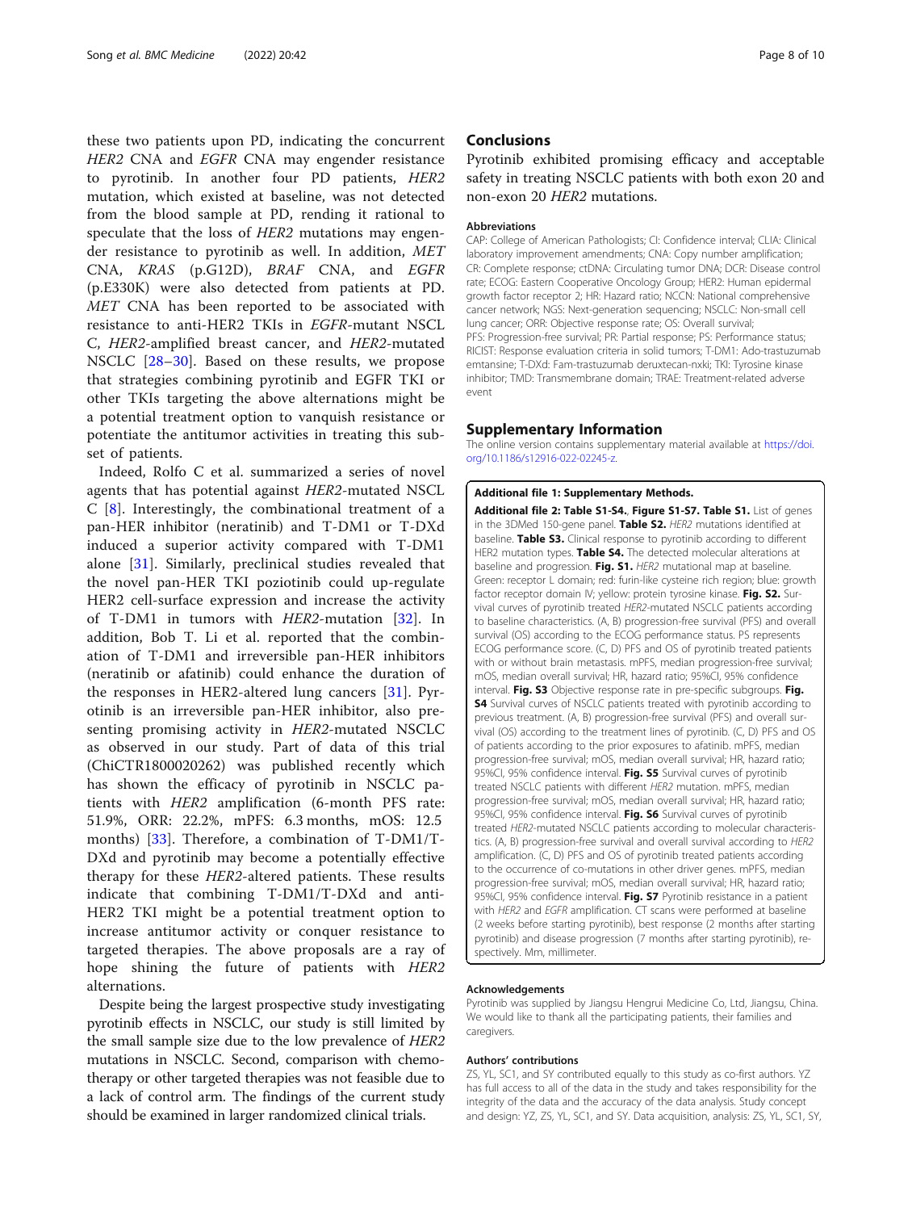these two patients upon PD, indicating the concurrent *HER2* CNA and *EGFR* CNA may engender resistance to pyrotinib. In another four PD patients, *HER2* mutation, which existed at baseline, was not detected from the blood sample at PD, rending it rational to speculate that the loss of *HER2* mutations may engender resistance to pyrotinib as well. In addition, *MET* CNA, *KRAS* (p.G12D), *BRAF* CNA, and *EGFR* (p.E330K) were also detected from patients at PD. *MET* CNA has been reported to be associated with resistance to anti-HER2 TKIs in *EGFR*-mutant NSCLC, *HER2*-amplified breast cancer, and *HER2*-mutated NSCLC [28–30]. Based on these results, we propose that strategies combining pyrotinib and EGFR TKI or other TKIs targeting the above alternations might be a potential treatment option to vanquish resistance or potentiate the antitumor activities in treating this subset of patients.

Indeed, Rolfo C et al. summarized a series of novel agents that has potential against *HER2*-mutated NSCLC [8]. Interestingly, the combinational treatment of a pan-HER inhibitor (neratinib) and T-DM1 or T-DXd induced a superior activity compared with T-DM1 alone [31]. Similarly, preclinical studies revealed that the novel pan-HER TKI poziotinib could up-regulate HER2 cell-surface expression and increase the activity of T-DM1 in tumors with *HER2*-mutation [32]. In addition, Bob T. Li et al. reported that the combination of T-DM1 and irreversible pan-HER inhibitors (neratinib or afatinib) could enhance the duration of the responses in HER2-altered lung cancers [31]. Pyrotinib is an irreversible pan-HER inhibitor, also presenting promising activity in *HER2*-mutated NSCLC as observed in our study. Part of data of this trial (ChiCTR1800020262) was published recently which has shown the efficacy of pyrotinib in NSCLC patients with *HER2* amplification (6-month PFS rate: 51.9%, ORR: 22.2%, mPFS: 6.3 months, mOS: 12.5 months) [33]. Therefore, a combination of T-DM1/T-DXd and pyrotinib may become a potentially effective therapy for these *HER2*-altered patients. These results indicate that combining T-DM1/T-DXd and anti-HER2 TKI might be a potential treatment option to increase antitumor activity or conquer resistance to targeted therapies. The above proposals are a ray of hope shining the future of patients with *HER2* alternations.

Despite being the largest prospective study investigating pyrotinib effects in NSCLC, our study is still limited by the small sample size due to the low prevalence of *HER2* mutations in NSCLC. Second, comparison with chemotherapy or other targeted therapies was not feasible due to a lack of control arm. The findings of the current study should be examined in larger randomized clinical trials.

## Conclusions

Pyrotinib exhibited promising efficacy and acceptable safety in treating NSCLC patients with both exon 20 and non-exon 20 *HER2* mutations.

### Abbreviations

CAP: College of American Pathologists; CI: Confidence interval; CLIA: Clinical laboratory improvement amendments; CNA: Copy number amplification; ctDNA: Circulating tumor DNA; DCR: Disease control rate; ECOG: Eastern Cooperative Oncology Group; HER2: Human epidermal growth factor receptor 2; HR: Hazard ratio; NCCN: National comprehensive cancer network; NGS: Next-generation sequencing; NSCLC: Non-small cell lung cancer; ORR: Objective response rate; OS: Overall survival; PFS: Progression-free survival; PR: Partial response; PS: Performance status; RICIST: Response evaluation criteria in solid tumors; T-DM1: Ado-trastuzumab emtansine; T-DXd: Fam-trastuzumab deruxtecan-nxki; TKI: Tyrosine kinase inhibitor; TMD: Transmembrane domain; TRAE: Treatment-related adverse event

## Supplementary Information

The online version contains supplementary material available at https://doi.org/10.1186/s12916-022-02245-z.

**Additional file 1: Supplementary Methods.**

**Additional file 2: Table S1-S4., Figure S1-S7. Table S1.** List of genes in the 3DMed 150-gene panel. **Table S2.** *HER2* mutations identified at baseline. **Table S3.** Clinical response to pyrotinib according to different HER2 mutation types. **Table S4.** The detected molecular alterations at baseline and progression. **Fig. S1.** *HER2* mutational map at baseline. Green: receptor L domain; red: furin-like cysteine rich region; blue: growth factor receptor domain IV; yellow: protein tyrosine kinase. **Fig. S2.** Survival curves of pyrotinib treated *HER2*-mutated NSCLC patients according to baseline characteristics. (A, B) progression-free survival (PFS) and overall survival (OS) according to the ECOG performance status. PS represents ECOG performance score. (C, D) PFS and OS of pyrotinib treated patients with or without brain metastasis. mPFS, median progression-free survival; mOS, median overall survival; HR, hazard ratio; 95%CI, 95% confidence interval. **Fig. S3** Objective response rate in pre-specific subgroups. **Fig. S4** Survival curves of NSCLC patients treated with pyrotinib according to previous treatment. (A, B) progression-free survival (PFS) and overall survival (OS) according to the treatment lines of pyrotinib. (C, D) PFS and OS of patients according to the prior exposures to afatinib. mPFS, median progression-free survival; mOS, median overall survival; HR, hazard ratio; 95%CI, 95% confidence interval. **Fig. S5** Survival curves of pyrotinib treated NSCLC patients with different *HER2* mutation. mPFS, median progression-free survival; mOS, median overall survival; HR, hazard ratio; 95%CI, 95% confidence interval. **Fig. S6** Survival curves of pyrotinib treated *HER2*-mutated NSCLC patients according to molecular characteristics. (A, B) progression-free survival and overall survival according to *HER2* amplification. (C, D) PFS and OS of pyrotinib treated patients according to the occurrence of co-mutations in other driver genes. mPFS, median progression-free survival; mOS, median overall survival; HR, hazard ratio; 95%CI, 95% confidence interval. **Fig. S7** Pyrotinib resistance in a patient with *HER2* and *EGFR* amplification. CT scans were performed at baseline (2 weeks before starting pyrotinib), best response (2 months after starting pyrotinib) and disease progression (7 months after starting pyrotinib), respectively. Mm, millimeter.

### Acknowledgements

Pyrotinib was supplied by Jiangsu Hengrui Medicine Co, Ltd, Jiangsu, China. We would like to thank all the participating patients, their families and caregivers.

### Authors' contributions

ZS, YL, SC1, and SY contributed equally to this study as co-first authors. YZ has full access to all of the data in the study and takes responsibility for the integrity of the data and the accuracy of the data analysis. Study concept and design: YZ, ZS, YL, SC1, and SY. Data acquisition, analysis: ZS, YL, SC1, SY,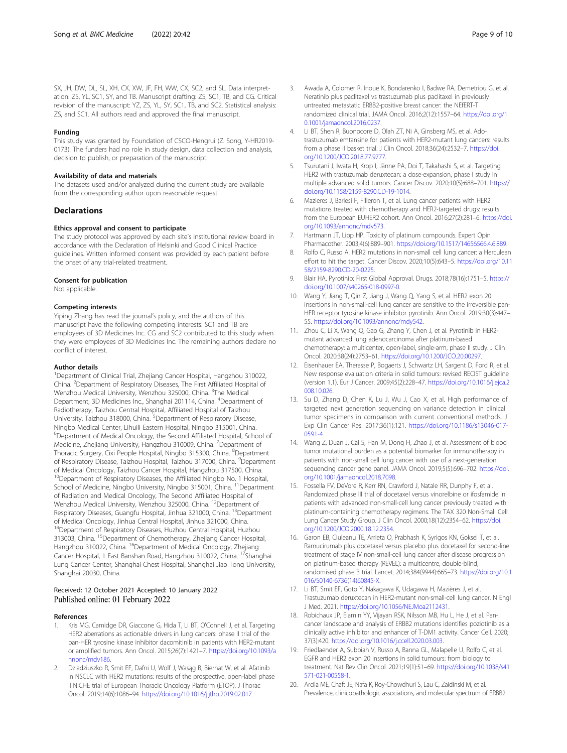SX, JH, DW, DL, SL, XH, CX, XW, JF, FH, WW, CX, SC2, and SL. Data interpretation: ZS, YL, SC1, SY, and TB. Manuscript drafting: ZS, SC1, TB, and CG. Critical revision of the manuscript: YZ, ZS, YL, SY, SC1, TB, and SC2. Statistical analysis: ZS, and SC1. All authors read and approved the final manuscript.

### Funding

This study was granted by Foundation of CSCO-Hengrui (Z. Song, Y-HR2019-0173). The funders had no role in study design, data collection and analysis, decision to publish, or preparation of the manuscript.

### Availability of data and materials

The datasets used and/or analyzed during the current study are available from the corresponding author upon reasonable request.

## Declarations

### Ethics approval and consent to participate

The study protocol was approved by each site's institutional review board in accordance with the Declaration of Helsinki and Good Clinical Practice guidelines. Written informed consent was provided by each patient before the onset of any trial-related treatment.

### Consent for publication

Not applicable.

### Competing interests

Yiping Zhang has read the journal's policy, and the authors of this manuscript have the following competing interests: SC1 and TB are employees of 3D Medicines Inc. CG and SC2 contributed to this study when they were employees of 3D Medicines Inc. The remaining authors declare no conflict of interest.

### Author details

[1]Department of Clinical Trial, Zhejiang Cancer Hospital, Hangzhou 310022, China. [2]Department of Respiratory Diseases, The First Affiliated Hospital of Wenzhou Medical University, Wenzhou 325000, China. [3]The Medical Department, 3D Medicines Inc., Shanghai 201114, China. [4]Department of Radiotherapy, Taizhou Central Hospital, Affiliated Hospital of Taizhou University, Taizhou 318000, China. [5]Department of Respiratory Disease, Ningbo Medical Center, Lihuili Eastern Hospital, Ningbo 315001, China. [6]Department of Medical Oncology, the Second Affiliated Hospital, School of Medicine, Zhejiang University, Hangzhou 310009, China. [7]Department of Thoracic Surgery, Cixi People Hospital, Ningbo 315300, China. [8]Department of Respiratory Disease, Taizhou Hospital, Taizhou 317000, China. [9]Department of Medical Oncology, Taizhou Cancer Hospital, Hangzhou 317500, China. [10]Department of Respiratory Diseases, the Affiliated Ningbo No. 1 Hospital, School of Medicine, Ningbo University, Ningbo 315001, China. [11]Department of Radiation and Medical Oncology, The Second Affiliated Hospital of Wenzhou Medical University, Wenzhou 325000, China. [12]Department of Respiratory Diseases, Guangfu Hospital, Jinhua 321000, China. [13]Department of Medical Oncology, Jinhua Central Hospital, Jinhua 321000, China. [14]Department of Respiratory Diseases, Huzhou Central Hospital, Huzhou 313003, China. [15]Department of Chemotherapy, Zhejiang Cancer Hospital, Hangzhou 310022, China. [16]Department of Medical Oncology, Zhejiang Cancer Hospital, 1 East Banshan Road, Hangzhou 310022, China. [17]Shanghai Lung Cancer Center, Shanghai Chest Hospital, Shanghai Jiao Tong University, Shanghai 20030, China.

Received: 12 October 2021 Accepted: 10 January 2022
Published online: 01 February 2022

### References

1. Kris MG, Camidge DR, Giaccone G, Hida T, Li BT, O'Connell J, et al. Targeting HER2 aberrations as actionable drivers in lung cancers: phase II trial of the pan-HER tyrosine kinase inhibitor dacomitinib in patients with HER2-mutant or amplified tumors. Ann Oncol. 2015;26(7):1421–7. https://doi.org/10.1093/annonc/mdv186.
2. Dziadziuszko R, Smit EF, Dafni U, Wolf J, Wasąg B, Biernat W, et al. Afatinib in NSCLC with HER2 mutations: results of the prospective, open-label phase II NICHE trial of European Thoracic Oncology Platform (ETOP). J Thorac Oncol. 2019;14(6):1086–94. https://doi.org/10.1016/j.jtho.2019.02.017.
3. Awada A, Colomer R, Inoue K, Bondarenko I, Badwe RA, Demetriou G, et al. Neratinib plus paclitaxel vs trastuzumab plus paclitaxel in previously untreated metastatic ERBB2-positive breast cancer: the NEfERT-T randomized clinical trial. JAMA Oncol. 2016;2(12):1557–64. https://doi.org/10.1001/jamaoncol.2016.0237.
4. Li BT, Shen R, Buonocore D, Olah ZT, Ni A, Ginsberg MS, et al. Ado-trastuzumab emtansine for patients with HER2-mutant lung cancers: results from a phase II basket trial. J Clin Oncol. 2018;36(24):2532–7. https://doi.org/10.1200/JCO.2018.77.9777.
5. Tsurutani J, Iwata H, Krop I, Jänne PA, Doi T, Takahashi S, et al. Targeting HER2 with trastuzumab deruxtecan: a dose-expansion, phase I study in multiple advanced solid tumors. Cancer Discov. 2020;10(5):688–701. https://doi.org/10.1158/2159-8290.CD-19-1014.
6. Mazieres J, Barlesi F, Filleron T, et al. Lung cancer patients with HER2 mutations treated with chemotherapy and HER2-targeted drugs: results from the European EUHER2 cohort. Ann Oncol. 2016;27(2):281–6. https://doi.org/10.1093/annonc/mdv573.
7. Hartmann JT, Lipp HP. Toxicity of platinum compounds. Expert Opin Pharmacother. 2003;4(6):889–901. https://doi.org/10.1517/14656566.4.6.889.
8. Rolfo C, Russo A. HER2 mutations in non-small cell lung cancer: a Herculean effort to hit the target. Cancer Discov. 2020;10(5):643–5. https://doi.org/10.1158/2159-8290.CD-20-0225.
9. Blair HA. Pyrotinib: First Global Approval. Drugs. 2018;78(16):1751–5. https://doi.org/10.1007/s40265-018-0997-0.
10. Wang Y, Jiang T, Qin Z, Jiang J, Wang Q, Yang S, et al. HER2 exon 20 insertions in non-small-cell lung cancer are sensitive to the irreversible pan-HER receptor tyrosine kinase inhibitor pyrotinib. Ann Oncol. 2019;30(3):447–55. https://doi.org/10.1093/annonc/mdy542.
11. Zhou C, Li X, Wang Q, Gao G, Zhang Y, Chen J, et al. Pyrotinib in HER2-mutant advanced lung adenocarcinoma after platinum-based chemotherapy: a multicenter, open-label, single-arm, phase II study. J Clin Oncol. 2020;38(24):2753–61. https://doi.org/10.1200/JCO.20.00297.
12. Eisenhauer EA, Therasse P, Bogaerts J, Schwartz LH, Sargent D, Ford R, et al. New response evaluation criteria in solid tumours: revised RECIST guideline (version 1.1). Eur J Cancer. 2009;45(2):228–47. https://doi.org/10.1016/j.ejca.2008.10.026.
13. Su D, Zhang D, Chen K, Lu J, Wu J, Cao X, et al. High performance of targeted next generation sequencing on variance detection in clinical tumor specimens in comparison with current conventional methods. J Exp Clin Cancer Res. 2017;36(1):121. https://doi.org/10.1186/s13046-017-0591-4.
14. Wang Z, Duan J, Cai S, Han M, Dong H, Zhao J, et al. Assessment of blood tumor mutational burden as a potential biomarker for immunotherapy in patients with non-small cell lung cancer with use of a next-generation sequencing cancer gene panel. JAMA Oncol. 2019;5(5):696–702. https://doi.org/10.1001/jamaoncol.2018.7098.
15. Fossella FV, DeVore R, Kerr RN, Crawford J, Natale RR, Dunphy F, et al. Randomized phase III trial of docetaxel versus vinorelbine or ifosfamide in patients with advanced non-small-cell lung cancer previously treated with platinum-containing chemotherapy regimens. The TAX 320 Non-Small Cell Lung Cancer Study Group. J Clin Oncol. 2000;18(12):2354–62. https://doi.org/10.1200/JCO.2000.18.12.2354.
16. Garon EB, Ciuleanu TE, Arrieta O, Prabhash K, Syrigos KN, Goksel T, et al. Ramucirumab plus docetaxel versus placebo plus docetaxel for second-line treatment of stage IV non-small-cell lung cancer after disease progression on platinum-based therapy (REVEL): a multicentre, double-blind, randomised phase 3 trial. Lancet. 2014;384(9944):665–73. https://doi.org/10.1016/S0140-6736(14)60845-X.
17. Li BT, Smit EF, Goto Y, Nakagawa K, Udagawa H, Mazières J, et al. Trastuzumab deruxtecan in HER2-mutant non-small-cell lung cancer. N Engl J Med. 2021. https://doi.org/10.1056/NEJMoa2112431.
18. Robichaux JP, Elamin YY, Vijayan RSK, Nilsson MB, Hu L, He J, et al. Pan-cancer landscape and analysis of ERBB2 mutations identifies poziotinib as a clinically active inhibitor and enhancer of T-DM1 activity. Cancer Cell. 2020; 37(3):420. https://doi.org/10.1016/j.ccell.2020.03.003.
19. Friedlaender A, Subbiah V, Russo A, Banna GL, Malapelle U, Rolfo C, et al. EGFR and HER2 exon 20 insertions in solid tumours: from biology to treatment. Nat Rev Clin Oncol. 2021;19(1):51–69. https://doi.org/10.1038/s41571-021-00558-1.
20. Arcila ME, Chaft JE, Nafa K, Roy-Chowdhuri S, Lau C, Zaidinski M, et al. Prevalence, clinicopathologic associations, and molecular spectrum of ERBB2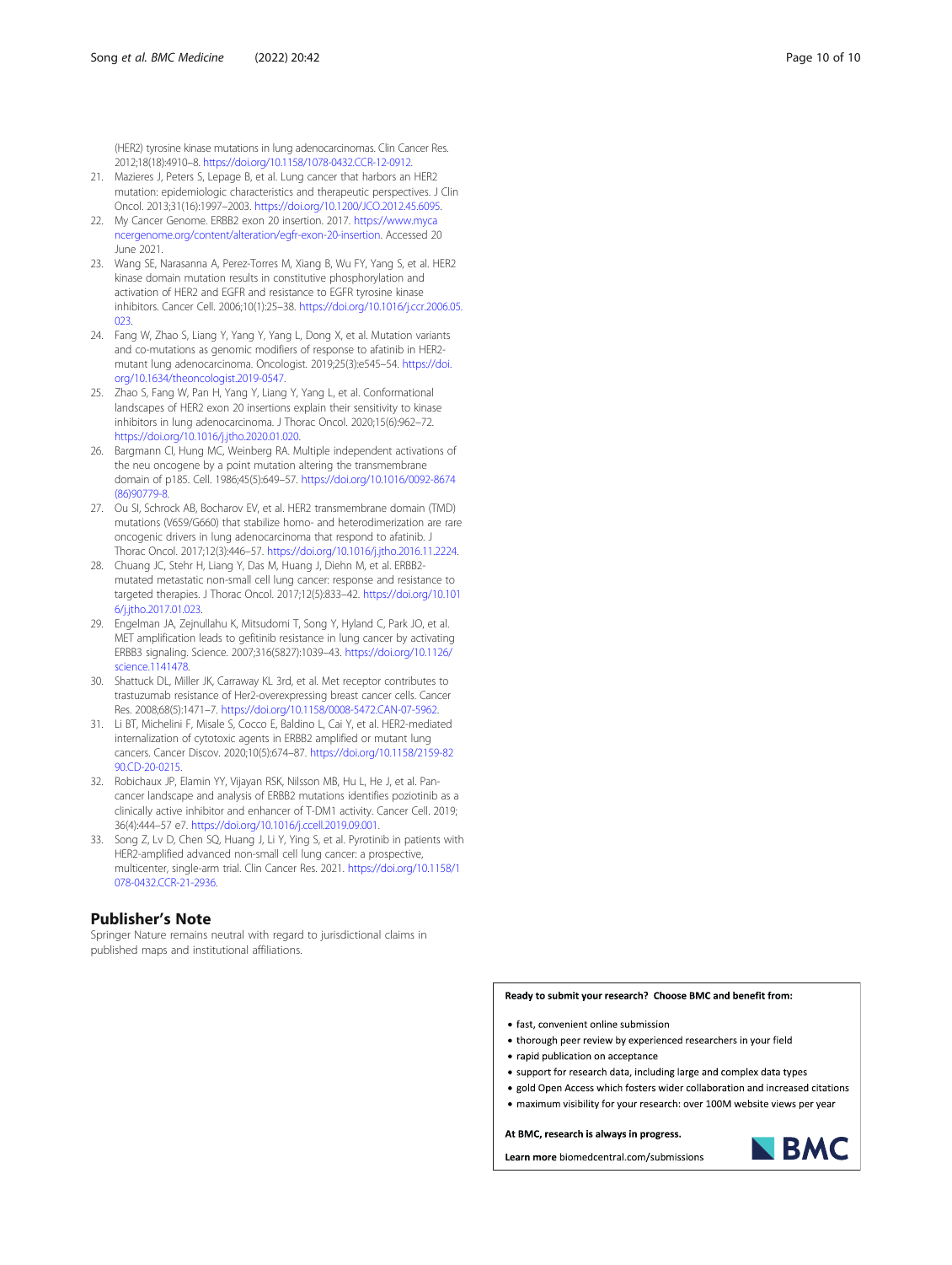(HER2) tyrosine kinase mutations in lung adenocarcinomas. Clin Cancer Res. 2012;18(18):4910–8. https://doi.org/10.1158/1078-0432.CCR-12-0912.

21. Mazieres J, Peters S, Lepage B, et al. Lung cancer that harbors an HER2 mutation: epidemiologic characteristics and therapeutic perspectives. J Clin Oncol. 2013;31(16):1997–2003. https://doi.org/10.1200/JCO.2012.45.6095.
22. My Cancer Genome. ERBB2 exon 20 insertion. 2017. https://www.mycancergenome.org/content/alteration/egfr-exon-20-insertion. Accessed 20 June 2021.
23. Wang SE, Narasanna A, Perez-Torres M, Xiang B, Wu FY, Yang S, et al. HER2 kinase domain mutation results in constitutive phosphorylation and activation of HER2 and EGFR and resistance to EGFR tyrosine kinase inhibitors. Cancer Cell. 2006;10(1):25–38. https://doi.org/10.1016/j.ccr.2006.05.023.
24. Fang W, Zhao S, Liang Y, Yang Y, Yang L, Dong X, et al. Mutation variants and co-mutations as genomic modifiers of response to afatinib in HER2-mutant lung adenocarcinoma. Oncologist. 2019;25(3):e545–54. https://doi.org/10.1634/theoncologist.2019-0547.
25. Zhao S, Fang W, Pan H, Yang Y, Liang Y, Yang L, et al. Conformational landscapes of HER2 exon 20 insertions explain their sensitivity to kinase inhibitors in lung adenocarcinoma. J Thorac Oncol. 2020;15(6):962–72. https://doi.org/10.1016/j.jtho.2020.01.020.
26. Bargmann CI, Hung MC, Weinberg RA. Multiple independent activations of the neu oncogene by a point mutation altering the transmembrane domain of p185. Cell. 1986;45(5):649–57. https://doi.org/10.1016/0092-8674(86)90779-8.
27. Ou SI, Schrock AB, Bocharov EV, et al. HER2 transmembrane domain (TMD) mutations (V659/G660) that stabilize homo- and heterodimerization are rare oncogenic drivers in lung adenocarcinoma that respond to afatinib. J Thorac Oncol. 2017;12(3):446–57. https://doi.org/10.1016/j.jtho.2016.11.2224.
28. Chuang JC, Stehr H, Liang Y, Das M, Huang J, Diehn M, et al. ERBB2-mutated metastatic non-small cell lung cancer: response and resistance to targeted therapies. J Thorac Oncol. 2017;12(5):833–42. https://doi.org/10.1016/j.jtho.2017.01.023.
29. Engelman JA, Zejnullahu K, Mitsudomi T, Song Y, Hyland C, Park JO, et al. MET amplification leads to gefitinib resistance in lung cancer by activating ERBB3 signaling. Science. 2007;316(5827):1039–43. https://doi.org/10.1126/science.1141478.
30. Shattuck DL, Miller JK, Carraway KL 3rd, et al. Met receptor contributes to trastuzumab resistance of Her2-overexpressing breast cancer cells. Cancer Res. 2008;68(5):1471–7. https://doi.org/10.1158/0008-5472.CAN-07-5962.
31. Li BT, Michelini F, Misale S, Cocco E, Baldino L, Cai Y, et al. HER2-mediated internalization of cytotoxic agents in ERBB2 amplified or mutant lung cancers. Cancer Discov. 2020;10(5):674–87. https://doi.org/10.1158/2159-8290.CD-20-0215.
32. Robichaux JP, Elamin YY, Vijayan RSK, Nilsson MB, Hu L, He J, et al. Pan-cancer landscape and analysis of ERBB2 mutations identifies poziotinib as a clinically active inhibitor and enhancer of T-DM1 activity. Cancer Cell. 2019;36(4):444–57 e7. https://doi.org/10.1016/j.ccell.2019.09.001.
33. Song Z, Lv D, Chen SQ, Huang J, Li Y, Ying S, et al. Pyrotinib in patients with HER2-amplified advanced non-small cell lung cancer: a prospective, multicenter, single-arm trial. Clin Cancer Res. 2021. https://doi.org/10.1158/1078-0432.CCR-21-2936.

## Publisher's Note

Springer Nature remains neutral with regard to jurisdictional claims in published maps and institutional affiliations.

**Ready to submit your research? Choose BMC and benefit from:**

- fast, convenient online submission
- thorough peer review by experienced researchers in your field
- rapid publication on acceptance
- support for research data, including large and complex data types
- gold Open Access which fosters wider collaboration and increased citations
- maximum visibility for your research: over 100M website views per year

**At BMC, research is always in progress.**

**Learn more** biomedcentral.com/submissions

BMC